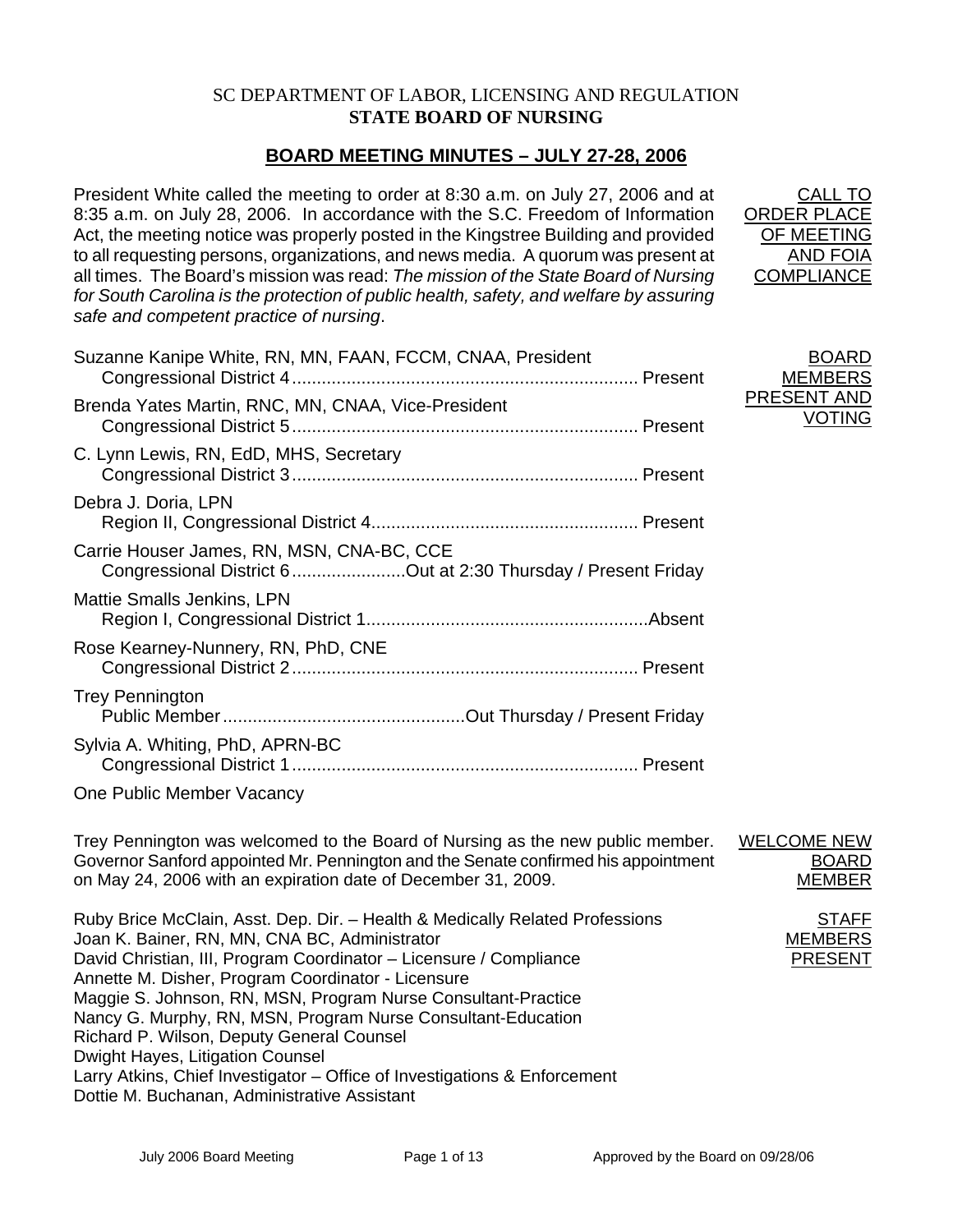SC DEPARTMENT OF LABOR, LICENSING AND REGULATION
**STATE BOARD OF NURSING**

## BOARD MEETING MINUTES – JULY 27-28, 2006

**CALL TO ORDER PLACE OF MEETING AND FOIA COMPLIANCE**

President White called the meeting to order at 8:30 a.m. on July 27, 2006 and at 8:35 a.m. on July 28, 2006. In accordance with the S.C. Freedom of Information Act, the meeting notice was properly posted in the Kingstree Building and provided to all requesting persons, organizations, and news media. A quorum was present at all times. The Board's mission was read: *The mission of the State Board of Nursing for South Carolina is the protection of public health, safety, and welfare by assuring safe and competent practice of nursing*.

**BOARD MEMBERS PRESENT AND VOTING**

Suzanne Kanipe White, RN, MN, FAAN, FCCM, CNAA, President
Congressional District 4 .......... Present

Brenda Yates Martin, RNC, MN, CNAA, Vice-President
Congressional District 5 .......... Present

C. Lynn Lewis, RN, EdD, MHS, Secretary
Congressional District 3 .......... Present

Debra J. Doria, LPN
Region II, Congressional District 4 .......... Present

Carrie Houser James, RN, MSN, CNA-BC, CCE
Congressional District 6 .......... Out at 2:30 Thursday / Present Friday

Mattie Smalls Jenkins, LPN
Region I, Congressional District 1 .......... Absent

Rose Kearney-Nunnery, RN, PhD, CNE
Congressional District 2 .......... Present

Trey Pennington
Public Member .......... Out Thursday / Present Friday

Sylvia A. Whiting, PhD, APRN-BC
Congressional District 1 .......... Present

One Public Member Vacancy

**WELCOME NEW BOARD MEMBER**

Trey Pennington was welcomed to the Board of Nursing as the new public member. Governor Sanford appointed Mr. Pennington and the Senate confirmed his appointment on May 24, 2006 with an expiration date of December 31, 2009.

**STAFF MEMBERS PRESENT**

Ruby Brice McClain, Asst. Dep. Dir. – Health & Medically Related Professions
Joan K. Bainer, RN, MN, CNA BC, Administrator
David Christian, III, Program Coordinator – Licensure / Compliance
Annette M. Disher, Program Coordinator - Licensure
Maggie S. Johnson, RN, MSN, Program Nurse Consultant-Practice
Nancy G. Murphy, RN, MSN, Program Nurse Consultant-Education
Richard P. Wilson, Deputy General Counsel
Dwight Hayes, Litigation Counsel
Larry Atkins, Chief Investigator – Office of Investigations & Enforcement
Dottie M. Buchanan, Administrative Assistant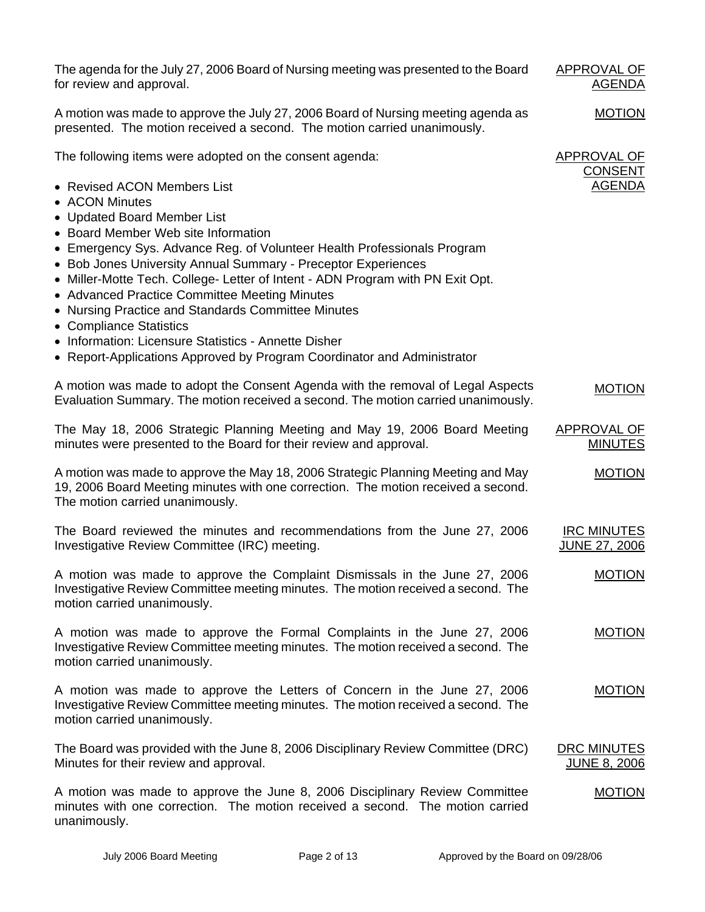**APPROVAL OF AGENDA**

The agenda for the July 27, 2006 Board of Nursing meeting was presented to the Board for review and approval.

**MOTION**

A motion was made to approve the July 27, 2006 Board of Nursing meeting agenda as presented. The motion received a second. The motion carried unanimously.

**APPROVAL OF CONSENT AGENDA**

The following items were adopted on the consent agenda:

- Revised ACON Members List
- ACON Minutes
- Updated Board Member List
- Board Member Web site Information
- Emergency Sys. Advance Reg. of Volunteer Health Professionals Program
- Bob Jones University Annual Summary - Preceptor Experiences
- Miller-Motte Tech. College- Letter of Intent - ADN Program with PN Exit Opt.
- Advanced Practice Committee Meeting Minutes
- Nursing Practice and Standards Committee Minutes
- Compliance Statistics
- Information: Licensure Statistics - Annette Disher
- Report-Applications Approved by Program Coordinator and Administrator

**MOTION**

A motion was made to adopt the Consent Agenda with the removal of Legal Aspects Evaluation Summary. The motion received a second. The motion carried unanimously.

**APPROVAL OF MINUTES**

The May 18, 2006 Strategic Planning Meeting and May 19, 2006 Board Meeting minutes were presented to the Board for their review and approval.

**MOTION**

A motion was made to approve the May 18, 2006 Strategic Planning Meeting and May 19, 2006 Board Meeting minutes with one correction. The motion received a second. The motion carried unanimously.

**IRC MINUTES JUNE 27, 2006**

The Board reviewed the minutes and recommendations from the June 27, 2006 Investigative Review Committee (IRC) meeting.

**MOTION**

A motion was made to approve the Complaint Dismissals in the June 27, 2006 Investigative Review Committee meeting minutes. The motion received a second. The motion carried unanimously.

**MOTION**

A motion was made to approve the Formal Complaints in the June 27, 2006 Investigative Review Committee meeting minutes. The motion received a second. The motion carried unanimously.

**MOTION**

A motion was made to approve the Letters of Concern in the June 27, 2006 Investigative Review Committee meeting minutes. The motion received a second. The motion carried unanimously.

**DRC MINUTES JUNE 8, 2006**

The Board was provided with the June 8, 2006 Disciplinary Review Committee (DRC) Minutes for their review and approval.

**MOTION**

A motion was made to approve the June 8, 2006 Disciplinary Review Committee minutes with one correction. The motion received a second. The motion carried unanimously.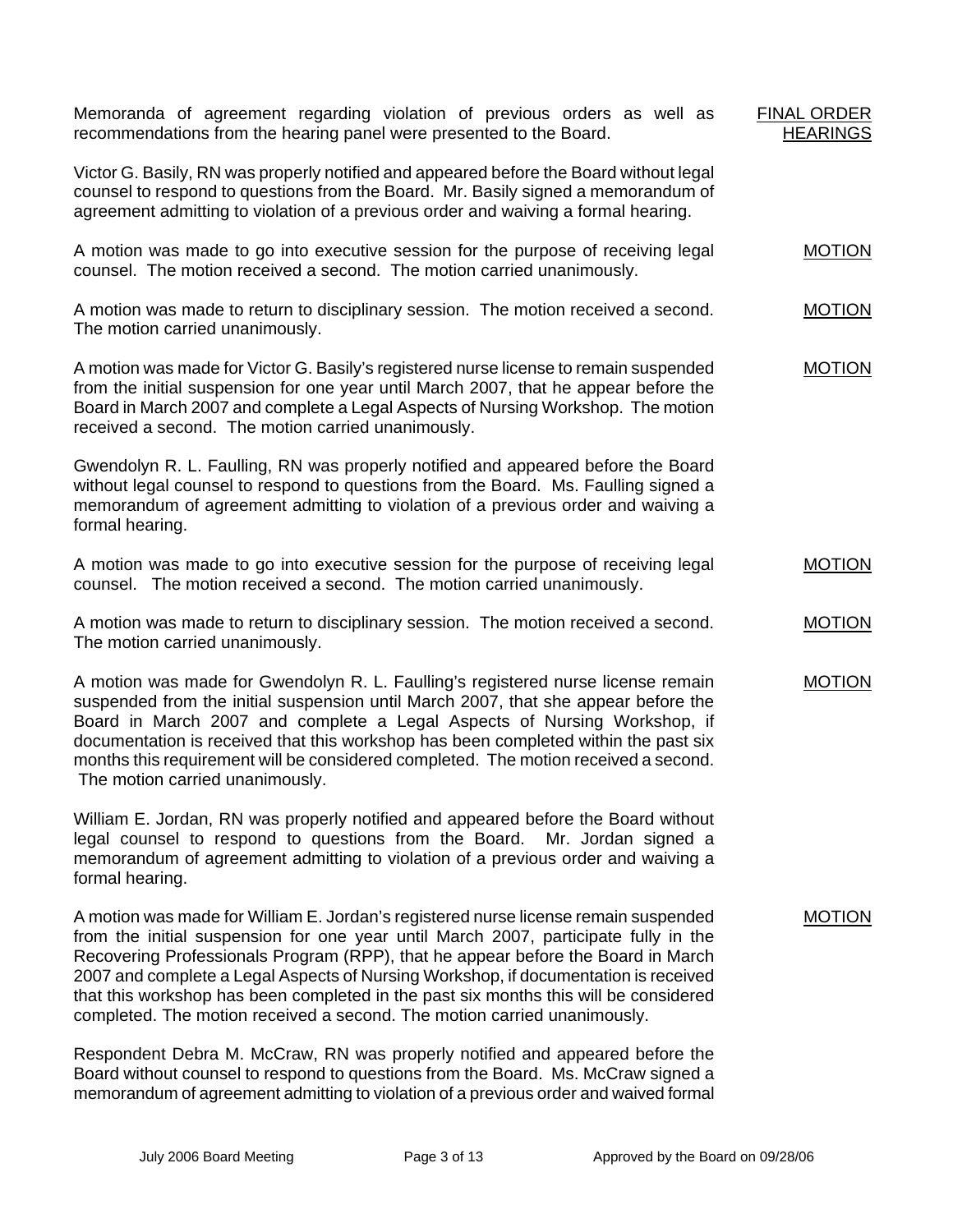Memoranda of agreement regarding violation of previous orders as well as recommendations from the hearing panel were presented to the Board. <u>FINAL ORDER HEARINGS</u>

Victor G. Basily, RN was properly notified and appeared before the Board without legal counsel to respond to questions from the Board. Mr. Basily signed a memorandum of agreement admitting to violation of a previous order and waiving a formal hearing.

A motion was made to go into executive session for the purpose of receiving legal counsel. The motion received a second. The motion carried unanimously. <u>MOTION</u>

A motion was made to return to disciplinary session. The motion received a second. The motion carried unanimously. <u>MOTION</u>

A motion was made for Victor G. Basily's registered nurse license to remain suspended from the initial suspension for one year until March 2007, that he appear before the Board in March 2007 and complete a Legal Aspects of Nursing Workshop. The motion received a second. The motion carried unanimously. <u>MOTION</u>

Gwendolyn R. L. Faulling, RN was properly notified and appeared before the Board without legal counsel to respond to questions from the Board. Ms. Faulling signed a memorandum of agreement admitting to violation of a previous order and waiving a formal hearing.

A motion was made to go into executive session for the purpose of receiving legal counsel. The motion received a second. The motion carried unanimously. <u>MOTION</u>

A motion was made to return to disciplinary session. The motion received a second. The motion carried unanimously. <u>MOTION</u>

A motion was made for Gwendolyn R. L. Faulling's registered nurse license remain suspended from the initial suspension until March 2007, that she appear before the Board in March 2007 and complete a Legal Aspects of Nursing Workshop, if documentation is received that this workshop has been completed within the past six months this requirement will be considered completed. The motion received a second. The motion carried unanimously. <u>MOTION</u>

William E. Jordan, RN was properly notified and appeared before the Board without legal counsel to respond to questions from the Board. Mr. Jordan signed a memorandum of agreement admitting to violation of a previous order and waiving a formal hearing.

A motion was made for William E. Jordan's registered nurse license remain suspended from the initial suspension for one year until March 2007, participate fully in the Recovering Professionals Program (RPP), that he appear before the Board in March 2007 and complete a Legal Aspects of Nursing Workshop, if documentation is received that this workshop has been completed in the past six months this will be considered completed. The motion received a second. The motion carried unanimously. <u>MOTION</u>

Respondent Debra M. McCraw, RN was properly notified and appeared before the Board without counsel to respond to questions from the Board. Ms. McCraw signed a memorandum of agreement admitting to violation of a previous order and waived formal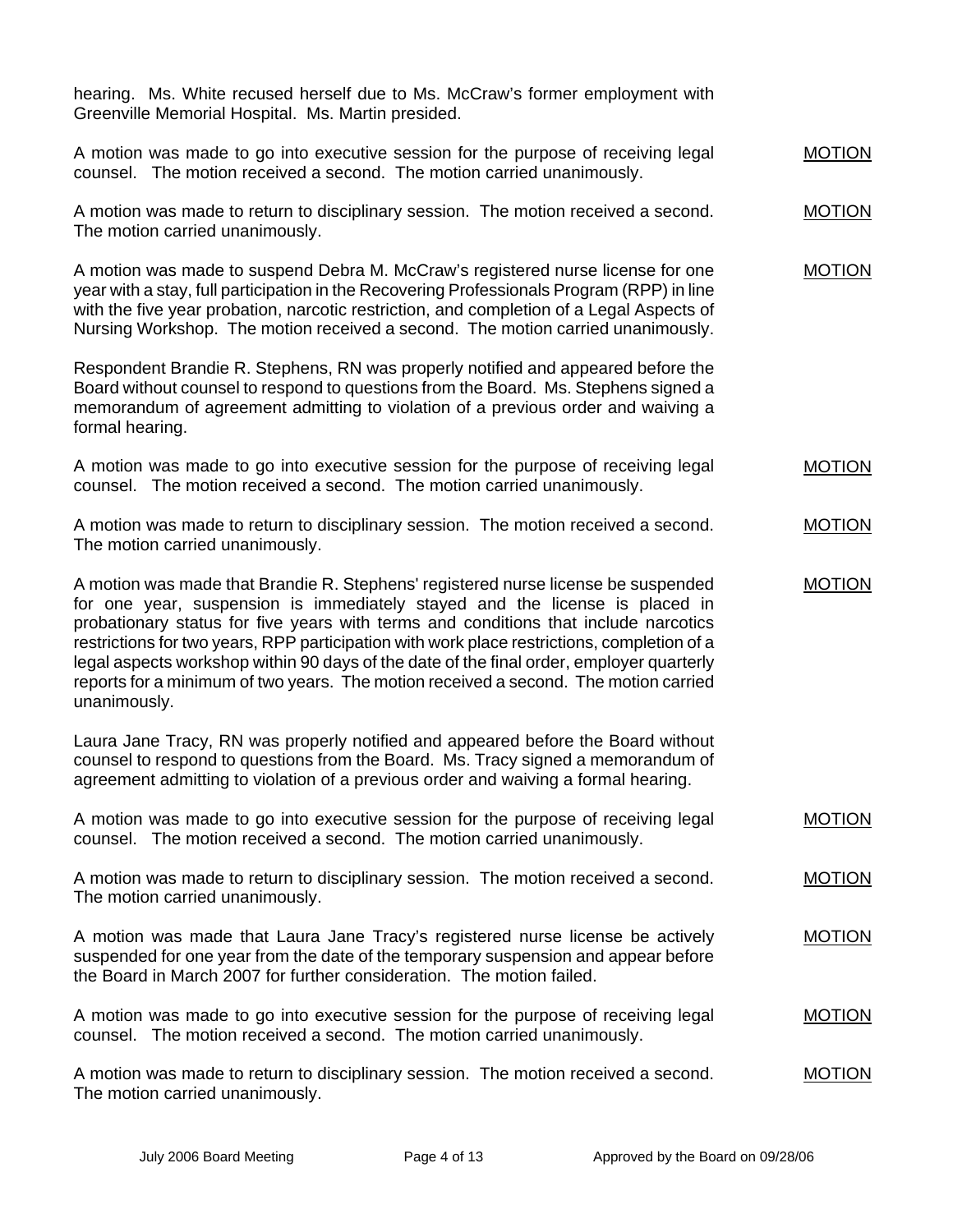hearing. Ms. White recused herself due to Ms. McCraw's former employment with Greenville Memorial Hospital. Ms. Martin presided.

A motion was made to go into executive session for the purpose of receiving legal counsel. The motion received a second. The motion carried unanimously. MOTION

A motion was made to return to disciplinary session. The motion received a second. The motion carried unanimously. MOTION

A motion was made to suspend Debra M. McCraw's registered nurse license for one year with a stay, full participation in the Recovering Professionals Program (RPP) in line with the five year probation, narcotic restriction, and completion of a Legal Aspects of Nursing Workshop. The motion received a second. The motion carried unanimously. MOTION

Respondent Brandie R. Stephens, RN was properly notified and appeared before the Board without counsel to respond to questions from the Board. Ms. Stephens signed a memorandum of agreement admitting to violation of a previous order and waiving a formal hearing.

A motion was made to go into executive session for the purpose of receiving legal counsel. The motion received a second. The motion carried unanimously. MOTION

A motion was made to return to disciplinary session. The motion received a second. The motion carried unanimously. MOTION

A motion was made that Brandie R. Stephens' registered nurse license be suspended for one year, suspension is immediately stayed and the license is placed in probationary status for five years with terms and conditions that include narcotics restrictions for two years, RPP participation with work place restrictions, completion of a legal aspects workshop within 90 days of the date of the final order, employer quarterly reports for a minimum of two years. The motion received a second. The motion carried unanimously. MOTION

Laura Jane Tracy, RN was properly notified and appeared before the Board without counsel to respond to questions from the Board. Ms. Tracy signed a memorandum of agreement admitting to violation of a previous order and waiving a formal hearing.

A motion was made to go into executive session for the purpose of receiving legal counsel. The motion received a second. The motion carried unanimously. MOTION

A motion was made to return to disciplinary session. The motion received a second. The motion carried unanimously. MOTION

A motion was made that Laura Jane Tracy's registered nurse license be actively suspended for one year from the date of the temporary suspension and appear before the Board in March 2007 for further consideration. The motion failed. MOTION

A motion was made to go into executive session for the purpose of receiving legal counsel. The motion received a second. The motion carried unanimously. MOTION

A motion was made to return to disciplinary session. The motion received a second. The motion carried unanimously. MOTION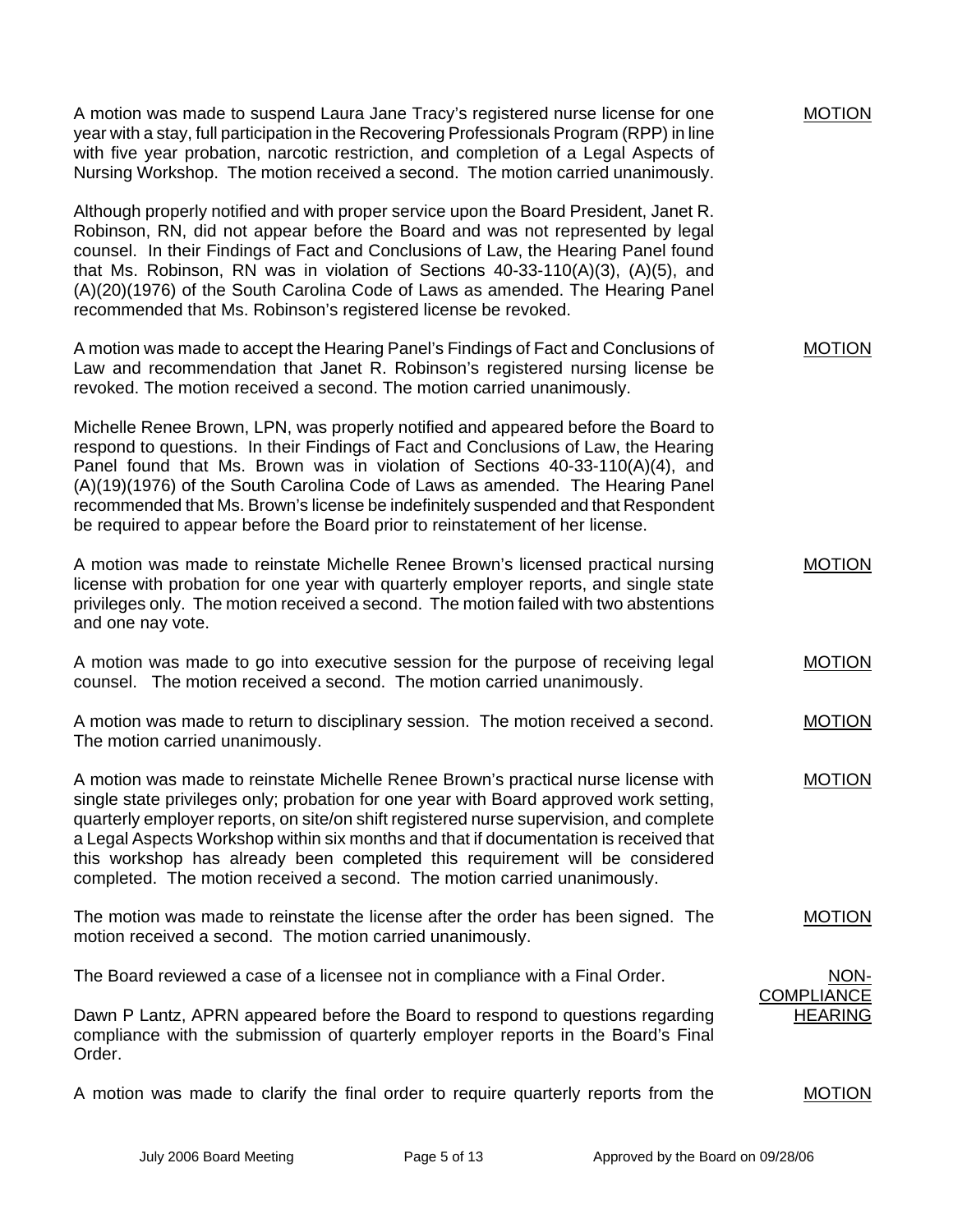A motion was made to suspend Laura Jane Tracy's registered nurse license for one year with a stay, full participation in the Recovering Professionals Program (RPP) in line with five year probation, narcotic restriction, and completion of a Legal Aspects of Nursing Workshop. The motion received a second. The motion carried unanimously. <u>MOTION</u>

Although properly notified and with proper service upon the Board President, Janet R. Robinson, RN, did not appear before the Board and was not represented by legal counsel. In their Findings of Fact and Conclusions of Law, the Hearing Panel found that Ms. Robinson, RN was in violation of Sections 40-33-110(A)(3), (A)(5), and (A)(20)(1976) of the South Carolina Code of Laws as amended. The Hearing Panel recommended that Ms. Robinson's registered license be revoked.

A motion was made to accept the Hearing Panel's Findings of Fact and Conclusions of Law and recommendation that Janet R. Robinson's registered nursing license be revoked. The motion received a second. The motion carried unanimously. <u>MOTION</u>

Michelle Renee Brown, LPN, was properly notified and appeared before the Board to respond to questions. In their Findings of Fact and Conclusions of Law, the Hearing Panel found that Ms. Brown was in violation of Sections 40-33-110(A)(4), and (A)(19)(1976) of the South Carolina Code of Laws as amended. The Hearing Panel recommended that Ms. Brown's license be indefinitely suspended and that Respondent be required to appear before the Board prior to reinstatement of her license.

A motion was made to reinstate Michelle Renee Brown's licensed practical nursing license with probation for one year with quarterly employer reports, and single state privileges only. The motion received a second. The motion failed with two abstentions and one nay vote. <u>MOTION</u>

A motion was made to go into executive session for the purpose of receiving legal counsel. The motion received a second. The motion carried unanimously. <u>MOTION</u>

A motion was made to return to disciplinary session. The motion received a second. The motion carried unanimously. <u>MOTION</u>

A motion was made to reinstate Michelle Renee Brown's practical nurse license with single state privileges only; probation for one year with Board approved work setting, quarterly employer reports, on site/on shift registered nurse supervision, and complete a Legal Aspects Workshop within six months and that if documentation is received that this workshop has already been completed this requirement will be considered completed. The motion received a second. The motion carried unanimously. <u>MOTION</u>

The motion was made to reinstate the license after the order has been signed. The motion received a second. The motion carried unanimously. <u>MOTION</u>

<u>NON-COMPLIANCE HEARING</u>

The Board reviewed a case of a licensee not in compliance with a Final Order.

Dawn P Lantz, APRN appeared before the Board to respond to questions regarding compliance with the submission of quarterly employer reports in the Board's Final Order.

A motion was made to clarify the final order to require quarterly reports from the <u>MOTION</u>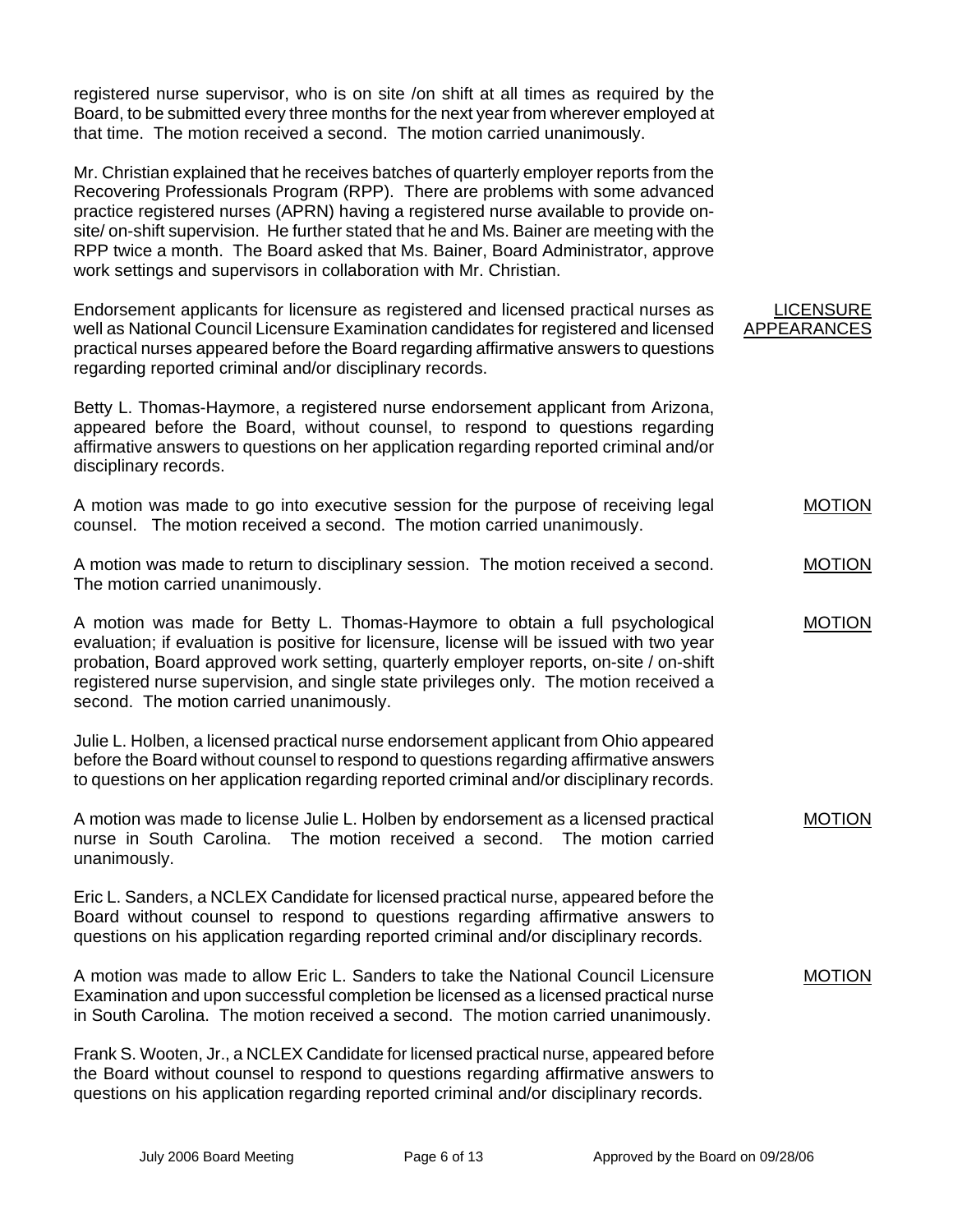registered nurse supervisor, who is on site /on shift at all times as required by the Board, to be submitted every three months for the next year from wherever employed at that time. The motion received a second. The motion carried unanimously.

Mr. Christian explained that he receives batches of quarterly employer reports from the Recovering Professionals Program (RPP). There are problems with some advanced practice registered nurses (APRN) having a registered nurse available to provide on-site/ on-shift supervision. He further stated that he and Ms. Bainer are meeting with the RPP twice a month. The Board asked that Ms. Bainer, Board Administrator, approve work settings and supervisors in collaboration with Mr. Christian.

**LICENSURE APPEARANCES**

Endorsement applicants for licensure as registered and licensed practical nurses as well as National Council Licensure Examination candidates for registered and licensed practical nurses appeared before the Board regarding affirmative answers to questions regarding reported criminal and/or disciplinary records.

Betty L. Thomas-Haymore, a registered nurse endorsement applicant from Arizona, appeared before the Board, without counsel, to respond to questions regarding affirmative answers to questions on her application regarding reported criminal and/or disciplinary records.

**MOTION**

A motion was made to go into executive session for the purpose of receiving legal counsel. The motion received a second. The motion carried unanimously.

**MOTION**

A motion was made to return to disciplinary session. The motion received a second. The motion carried unanimously.

**MOTION**

A motion was made for Betty L. Thomas-Haymore to obtain a full psychological evaluation; if evaluation is positive for licensure, license will be issued with two year probation, Board approved work setting, quarterly employer reports, on-site / on-shift registered nurse supervision, and single state privileges only. The motion received a second. The motion carried unanimously.

Julie L. Holben, a licensed practical nurse endorsement applicant from Ohio appeared before the Board without counsel to respond to questions regarding affirmative answers to questions on her application regarding reported criminal and/or disciplinary records.

**MOTION**

A motion was made to license Julie L. Holben by endorsement as a licensed practical nurse in South Carolina. The motion received a second. The motion carried unanimously.

Eric L. Sanders, a NCLEX Candidate for licensed practical nurse, appeared before the Board without counsel to respond to questions regarding affirmative answers to questions on his application regarding reported criminal and/or disciplinary records.

**MOTION**

A motion was made to allow Eric L. Sanders to take the National Council Licensure Examination and upon successful completion be licensed as a licensed practical nurse in South Carolina. The motion received a second. The motion carried unanimously.

Frank S. Wooten, Jr., a NCLEX Candidate for licensed practical nurse, appeared before the Board without counsel to respond to questions regarding affirmative answers to questions on his application regarding reported criminal and/or disciplinary records.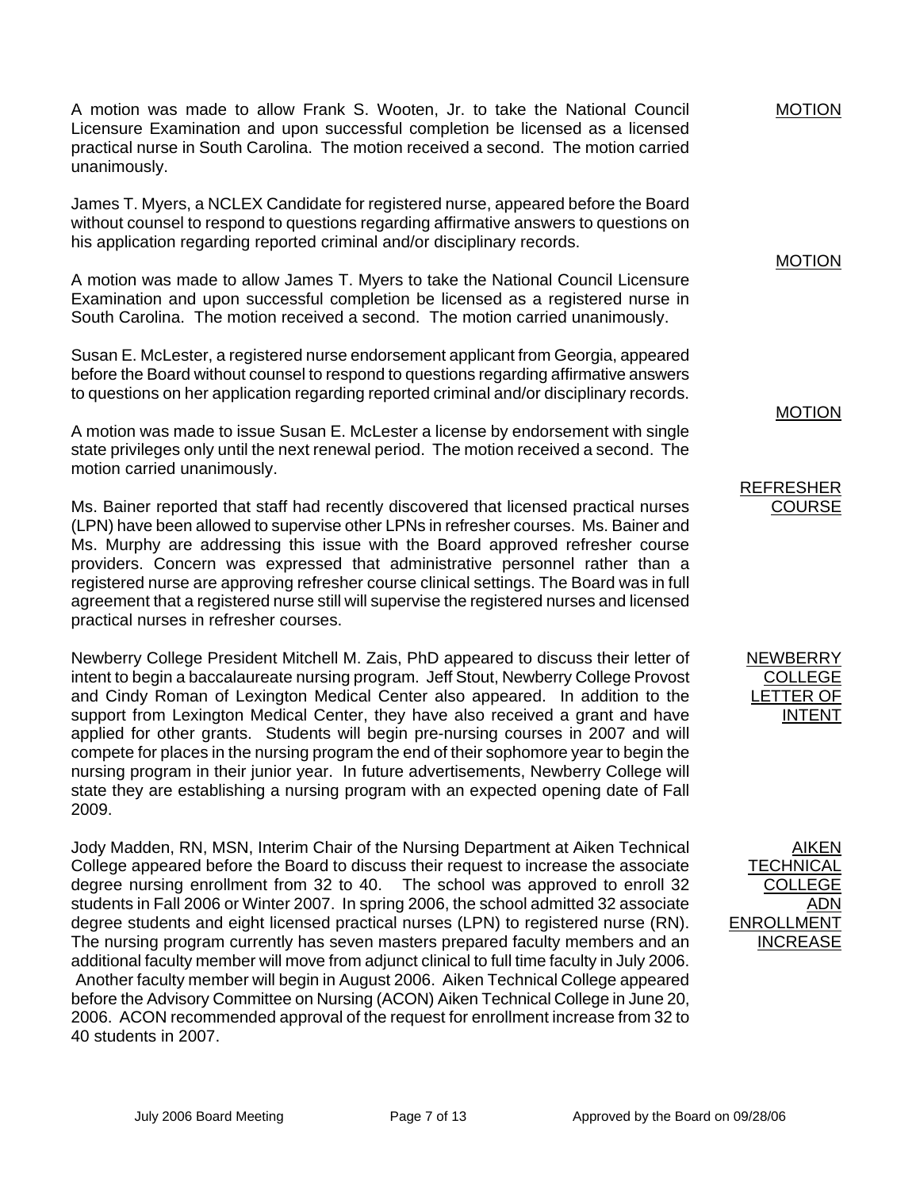**MOTION**

A motion was made to allow Frank S. Wooten, Jr. to take the National Council Licensure Examination and upon successful completion be licensed as a licensed practical nurse in South Carolina. The motion received a second. The motion carried unanimously.

James T. Myers, a NCLEX Candidate for registered nurse, appeared before the Board without counsel to respond to questions regarding affirmative answers to questions on his application regarding reported criminal and/or disciplinary records.

**MOTION**

A motion was made to allow James T. Myers to take the National Council Licensure Examination and upon successful completion be licensed as a registered nurse in South Carolina. The motion received a second. The motion carried unanimously.

Susan E. McLester, a registered nurse endorsement applicant from Georgia, appeared before the Board without counsel to respond to questions regarding affirmative answers to questions on her application regarding reported criminal and/or disciplinary records.

**MOTION**

A motion was made to issue Susan E. McLester a license by endorsement with single state privileges only until the next renewal period. The motion received a second. The motion carried unanimously.

**REFRESHER COURSE**

Ms. Bainer reported that staff had recently discovered that licensed practical nurses (LPN) have been allowed to supervise other LPNs in refresher courses. Ms. Bainer and Ms. Murphy are addressing this issue with the Board approved refresher course providers. Concern was expressed that administrative personnel rather than a registered nurse are approving refresher course clinical settings. The Board was in full agreement that a registered nurse still will supervise the registered nurses and licensed practical nurses in refresher courses.

**NEWBERRY COLLEGE LETTER OF INTENT**

Newberry College President Mitchell M. Zais, PhD appeared to discuss their letter of intent to begin a baccalaureate nursing program. Jeff Stout, Newberry College Provost and Cindy Roman of Lexington Medical Center also appeared. In addition to the support from Lexington Medical Center, they have also received a grant and have applied for other grants. Students will begin pre-nursing courses in 2007 and will compete for places in the nursing program the end of their sophomore year to begin the nursing program in their junior year. In future advertisements, Newberry College will state they are establishing a nursing program with an expected opening date of Fall 2009.

**AIKEN TECHNICAL COLLEGE ADN ENROLLMENT INCREASE**

Jody Madden, RN, MSN, Interim Chair of the Nursing Department at Aiken Technical College appeared before the Board to discuss their request to increase the associate degree nursing enrollment from 32 to 40. The school was approved to enroll 32 students in Fall 2006 or Winter 2007. In spring 2006, the school admitted 32 associate degree students and eight licensed practical nurses (LPN) to registered nurse (RN). The nursing program currently has seven masters prepared faculty members and an additional faculty member will move from adjunct clinical to full time faculty in July 2006. Another faculty member will begin in August 2006. Aiken Technical College appeared before the Advisory Committee on Nursing (ACON) Aiken Technical College in June 20, 2006. ACON recommended approval of the request for enrollment increase from 32 to 40 students in 2007.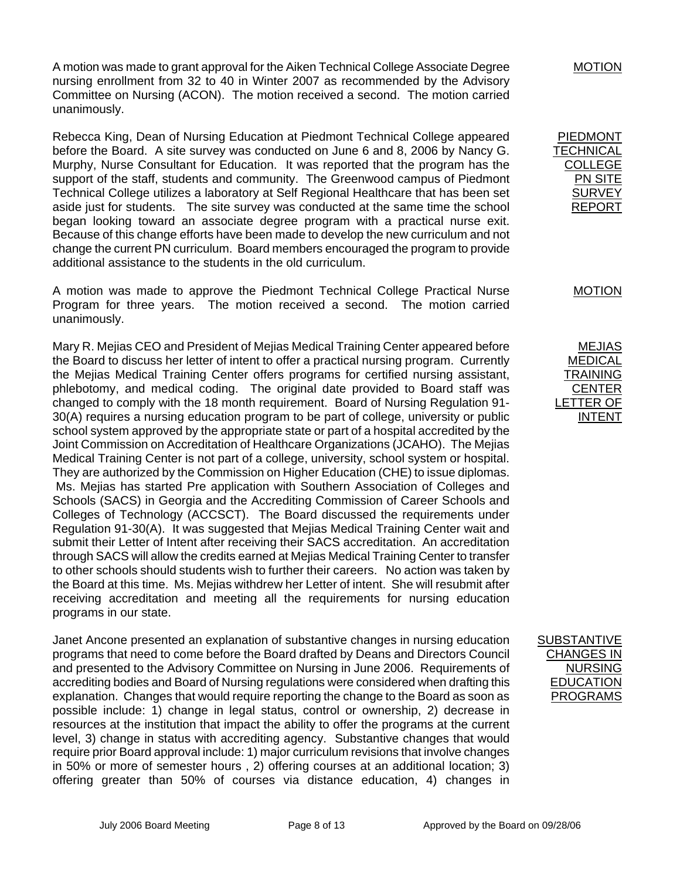A motion was made to grant approval for the Aiken Technical College Associate Degree nursing enrollment from 32 to 40 in Winter 2007 as recommended by the Advisory Committee on Nursing (ACON). The motion received a second. The motion carried unanimously.

MOTION

Rebecca King, Dean of Nursing Education at Piedmont Technical College appeared before the Board. A site survey was conducted on June 6 and 8, 2006 by Nancy G. Murphy, Nurse Consultant for Education. It was reported that the program has the support of the staff, students and community. The Greenwood campus of Piedmont Technical College utilizes a laboratory at Self Regional Healthcare that has been set aside just for students. The site survey was conducted at the same time the school began looking toward an associate degree program with a practical nurse exit. Because of this change efforts have been made to develop the new curriculum and not change the current PN curriculum. Board members encouraged the program to provide additional assistance to the students in the old curriculum.

PIEDMONT TECHNICAL COLLEGE PN SITE SURVEY REPORT

A motion was made to approve the Piedmont Technical College Practical Nurse Program for three years. The motion received a second. The motion carried unanimously.

MOTION

Mary R. Mejias CEO and President of Mejias Medical Training Center appeared before the Board to discuss her letter of intent to offer a practical nursing program. Currently the Mejias Medical Training Center offers programs for certified nursing assistant, phlebotomy, and medical coding. The original date provided to Board staff was changed to comply with the 18 month requirement. Board of Nursing Regulation 91-30(A) requires a nursing education program to be part of college, university or public school system approved by the appropriate state or part of a hospital accredited by the Joint Commission on Accreditation of Healthcare Organizations (JCAHO). The Mejias Medical Training Center is not part of a college, university, school system or hospital. They are authorized by the Commission on Higher Education (CHE) to issue diplomas. Ms. Mejias has started Pre application with Southern Association of Colleges and Schools (SACS) in Georgia and the Accrediting Commission of Career Schools and Colleges of Technology (ACCSCT). The Board discussed the requirements under Regulation 91-30(A). It was suggested that Mejias Medical Training Center wait and submit their Letter of Intent after receiving their SACS accreditation. An accreditation through SACS will allow the credits earned at Mejias Medical Training Center to transfer to other schools should students wish to further their careers. No action was taken by the Board at this time. Ms. Mejias withdrew her Letter of intent. She will resubmit after receiving accreditation and meeting all the requirements for nursing education programs in our state.

MEJIAS MEDICAL TRAINING CENTER LETTER OF INTENT

Janet Ancone presented an explanation of substantive changes in nursing education programs that need to come before the Board drafted by Deans and Directors Council and presented to the Advisory Committee on Nursing in June 2006. Requirements of accrediting bodies and Board of Nursing regulations were considered when drafting this explanation. Changes that would require reporting the change to the Board as soon as possible include: 1) change in legal status, control or ownership, 2) decrease in resources at the institution that impact the ability to offer the programs at the current level, 3) change in status with accrediting agency. Substantive changes that would require prior Board approval include: 1) major curriculum revisions that involve changes in 50% or more of semester hours , 2) offering courses at an additional location; 3) offering greater than 50% of courses via distance education, 4) changes in

SUBSTANTIVE CHANGES IN NURSING EDUCATION PROGRAMS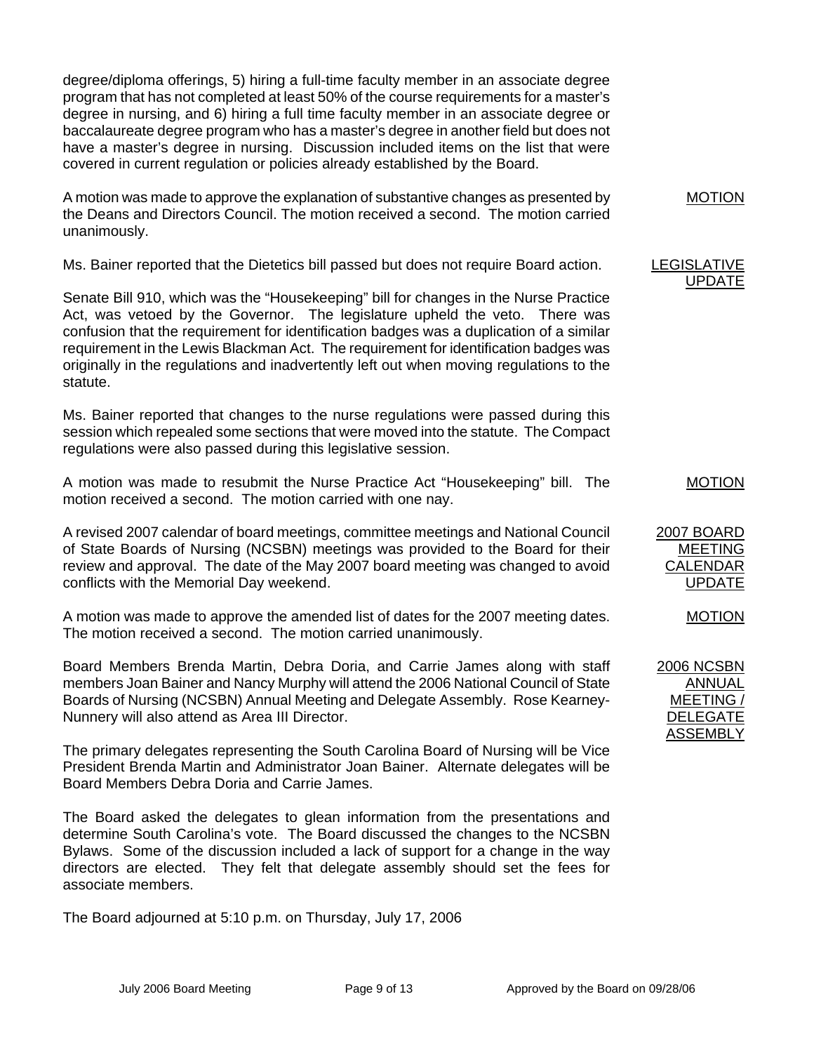degree/diploma offerings, 5) hiring a full-time faculty member in an associate degree program that has not completed at least 50% of the course requirements for a master's degree in nursing, and 6) hiring a full time faculty member in an associate degree or baccalaureate degree program who has a master's degree in another field but does not have a master's degree in nursing. Discussion included items on the list that were covered in current regulation or policies already established by the Board.

**MOTION**

A motion was made to approve the explanation of substantive changes as presented by the Deans and Directors Council. The motion received a second. The motion carried unanimously.

**LEGISLATIVE UPDATE**

Ms. Bainer reported that the Dietetics bill passed but does not require Board action.

Senate Bill 910, which was the "Housekeeping" bill for changes in the Nurse Practice Act, was vetoed by the Governor. The legislature upheld the veto. There was confusion that the requirement for identification badges was a duplication of a similar requirement in the Lewis Blackman Act. The requirement for identification badges was originally in the regulations and inadvertently left out when moving regulations to the statute.

Ms. Bainer reported that changes to the nurse regulations were passed during this session which repealed some sections that were moved into the statute. The Compact regulations were also passed during this legislative session.

**MOTION**

A motion was made to resubmit the Nurse Practice Act "Housekeeping" bill. The motion received a second. The motion carried with one nay.

**2007 BOARD MEETING CALENDAR UPDATE**

A revised 2007 calendar of board meetings, committee meetings and National Council of State Boards of Nursing (NCSBN) meetings was provided to the Board for their review and approval. The date of the May 2007 board meeting was changed to avoid conflicts with the Memorial Day weekend.

**MOTION**

A motion was made to approve the amended list of dates for the 2007 meeting dates. The motion received a second. The motion carried unanimously.

**2006 NCSBN ANNUAL MEETING / DELEGATE ASSEMBLY**

Board Members Brenda Martin, Debra Doria, and Carrie James along with staff members Joan Bainer and Nancy Murphy will attend the 2006 National Council of State Boards of Nursing (NCSBN) Annual Meeting and Delegate Assembly. Rose Kearney-Nunnery will also attend as Area III Director.

The primary delegates representing the South Carolina Board of Nursing will be Vice President Brenda Martin and Administrator Joan Bainer. Alternate delegates will be Board Members Debra Doria and Carrie James.

The Board asked the delegates to glean information from the presentations and determine South Carolina's vote. The Board discussed the changes to the NCSBN Bylaws. Some of the discussion included a lack of support for a change in the way directors are elected. They felt that delegate assembly should set the fees for associate members.

The Board adjourned at 5:10 p.m. on Thursday, July 17, 2006

July 2006 Board Meeting — Approved by the Board on 09/28/06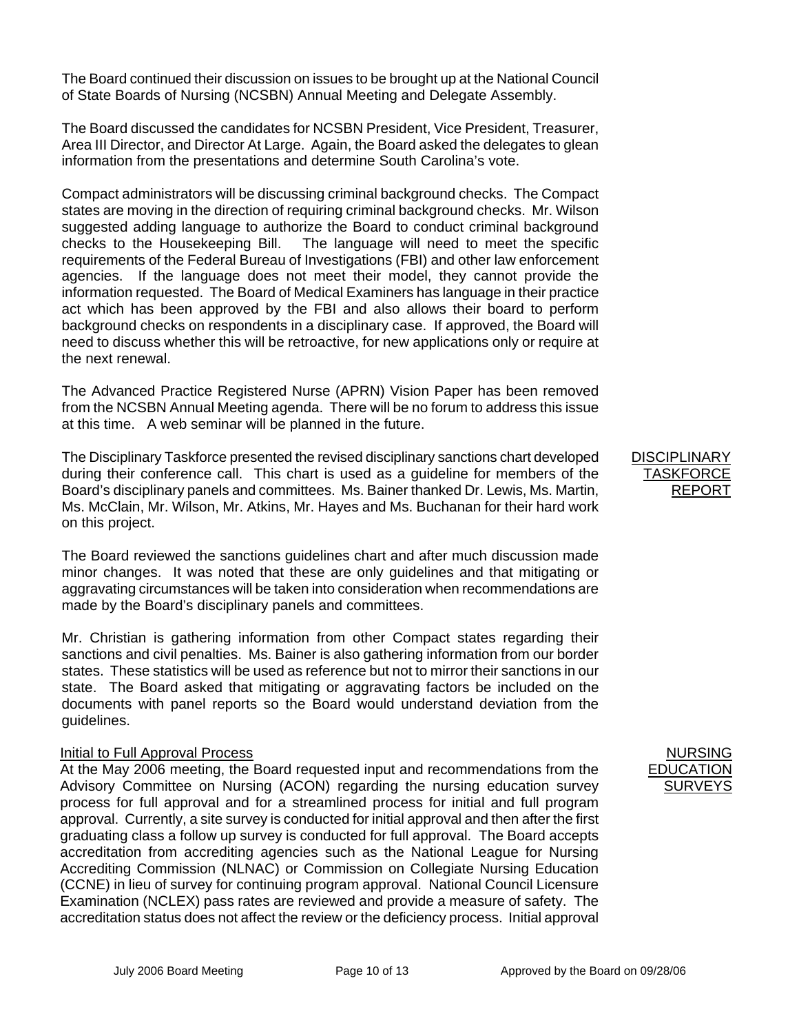The Board continued their discussion on issues to be brought up at the National Council of State Boards of Nursing (NCSBN) Annual Meeting and Delegate Assembly.

The Board discussed the candidates for NCSBN President, Vice President, Treasurer, Area III Director, and Director At Large. Again, the Board asked the delegates to glean information from the presentations and determine South Carolina's vote.

Compact administrators will be discussing criminal background checks. The Compact states are moving in the direction of requiring criminal background checks. Mr. Wilson suggested adding language to authorize the Board to conduct criminal background checks to the Housekeeping Bill. The language will need to meet the specific requirements of the Federal Bureau of Investigations (FBI) and other law enforcement agencies. If the language does not meet their model, they cannot provide the information requested. The Board of Medical Examiners has language in their practice act which has been approved by the FBI and also allows their board to perform background checks on respondents in a disciplinary case. If approved, the Board will need to discuss whether this will be retroactive, for new applications only or require at the next renewal.

The Advanced Practice Registered Nurse (APRN) Vision Paper has been removed from the NCSBN Annual Meeting agenda. There will be no forum to address this issue at this time. A web seminar will be planned in the future.

**DISCIPLINARY TASKFORCE REPORT**

The Disciplinary Taskforce presented the revised disciplinary sanctions chart developed during their conference call. This chart is used as a guideline for members of the Board's disciplinary panels and committees. Ms. Bainer thanked Dr. Lewis, Ms. Martin, Ms. McClain, Mr. Wilson, Mr. Atkins, Mr. Hayes and Ms. Buchanan for their hard work on this project.

The Board reviewed the sanctions guidelines chart and after much discussion made minor changes. It was noted that these are only guidelines and that mitigating or aggravating circumstances will be taken into consideration when recommendations are made by the Board's disciplinary panels and committees.

Mr. Christian is gathering information from other Compact states regarding their sanctions and civil penalties. Ms. Bainer is also gathering information from our border states. These statistics will be used as reference but not to mirror their sanctions in our state. The Board asked that mitigating or aggravating factors be included on the documents with panel reports so the Board would understand deviation from the guidelines.

**NURSING EDUCATION SURVEYS**

Initial to Full Approval Process

At the May 2006 meeting, the Board requested input and recommendations from the Advisory Committee on Nursing (ACON) regarding the nursing education survey process for full approval and for a streamlined process for initial and full program approval. Currently, a site survey is conducted for initial approval and then after the first graduating class a follow up survey is conducted for full approval. The Board accepts accreditation from accrediting agencies such as the National League for Nursing Accrediting Commission (NLNAC) or Commission on Collegiate Nursing Education (CCNE) in lieu of survey for continuing program approval. National Council Licensure Examination (NCLEX) pass rates are reviewed and provide a measure of safety. The accreditation status does not affect the review or the deficiency process. Initial approval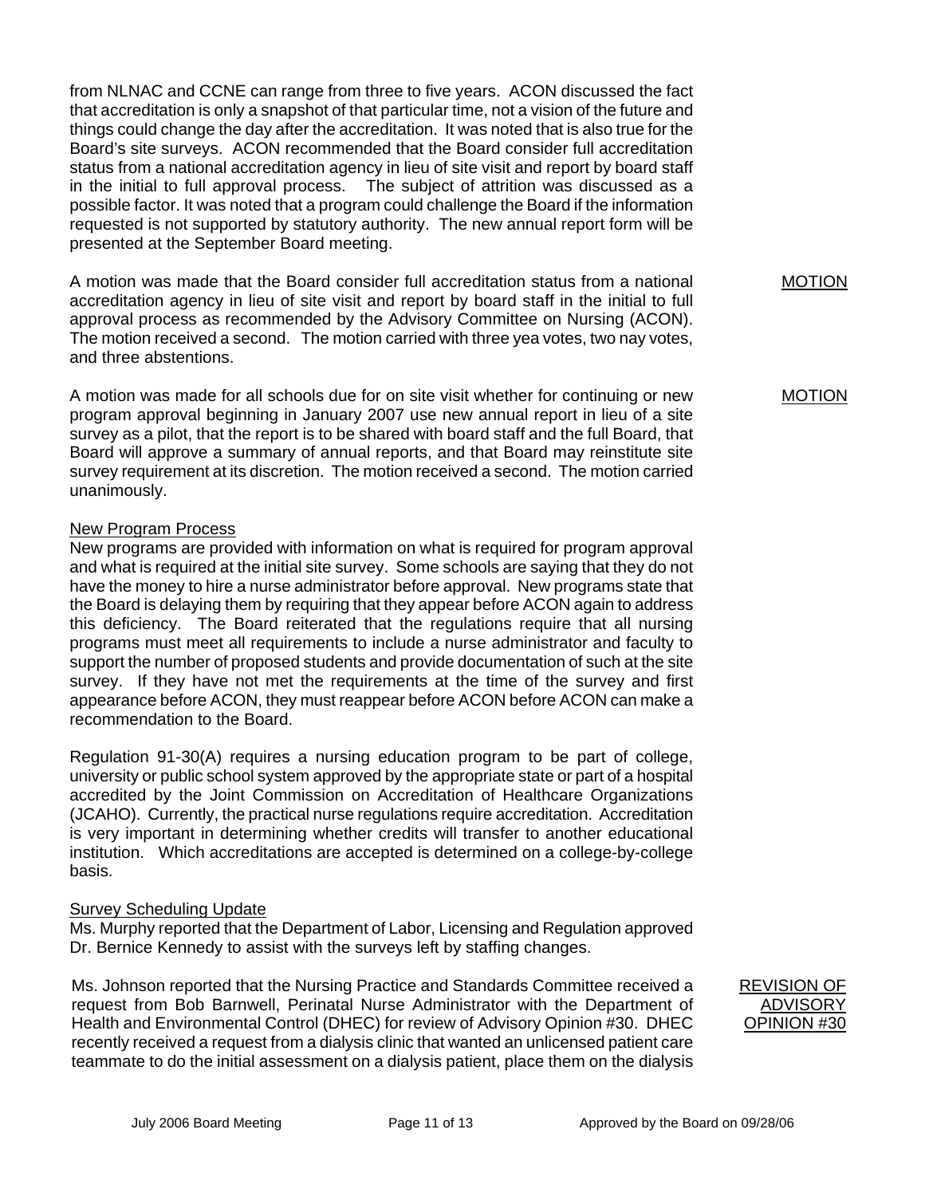from NLNAC and CCNE can range from three to five years. ACON discussed the fact that accreditation is only a snapshot of that particular time, not a vision of the future and things could change the day after the accreditation. It was noted that is also true for the Board's site surveys. ACON recommended that the Board consider full accreditation status from a national accreditation agency in lieu of site visit and report by board staff in the initial to full approval process. The subject of attrition was discussed as a possible factor. It was noted that a program could challenge the Board if the information requested is not supported by statutory authority. The new annual report form will be presented at the September Board meeting.

MOTION

A motion was made that the Board consider full accreditation status from a national accreditation agency in lieu of site visit and report by board staff in the initial to full approval process as recommended by the Advisory Committee on Nursing (ACON). The motion received a second. The motion carried with three yea votes, two nay votes, and three abstentions.

MOTION

A motion was made for all schools due for on site visit whether for continuing or new program approval beginning in January 2007 use new annual report in lieu of a site survey as a pilot, that the report is to be shared with board staff and the full Board, that Board will approve a summary of annual reports, and that Board may reinstitute site survey requirement at its discretion. The motion received a second. The motion carried unanimously.

New Program Process

New programs are provided with information on what is required for program approval and what is required at the initial site survey. Some schools are saying that they do not have the money to hire a nurse administrator before approval. New programs state that the Board is delaying them by requiring that they appear before ACON again to address this deficiency. The Board reiterated that the regulations require that all nursing programs must meet all requirements to include a nurse administrator and faculty to support the number of proposed students and provide documentation of such at the site survey. If they have not met the requirements at the time of the survey and first appearance before ACON, they must reappear before ACON before ACON can make a recommendation to the Board.

Regulation 91-30(A) requires a nursing education program to be part of college, university or public school system approved by the appropriate state or part of a hospital accredited by the Joint Commission on Accreditation of Healthcare Organizations (JCAHO). Currently, the practical nurse regulations require accreditation. Accreditation is very important in determining whether credits will transfer to another educational institution. Which accreditations are accepted is determined on a college-by-college basis.

Survey Scheduling Update

Ms. Murphy reported that the Department of Labor, Licensing and Regulation approved Dr. Bernice Kennedy to assist with the surveys left by staffing changes.

REVISION OF ADVISORY OPINION #30

Ms. Johnson reported that the Nursing Practice and Standards Committee received a request from Bob Barnwell, Perinatal Nurse Administrator with the Department of Health and Environmental Control (DHEC) for review of Advisory Opinion #30. DHEC recently received a request from a dialysis clinic that wanted an unlicensed patient care teammate to do the initial assessment on a dialysis patient, place them on the dialysis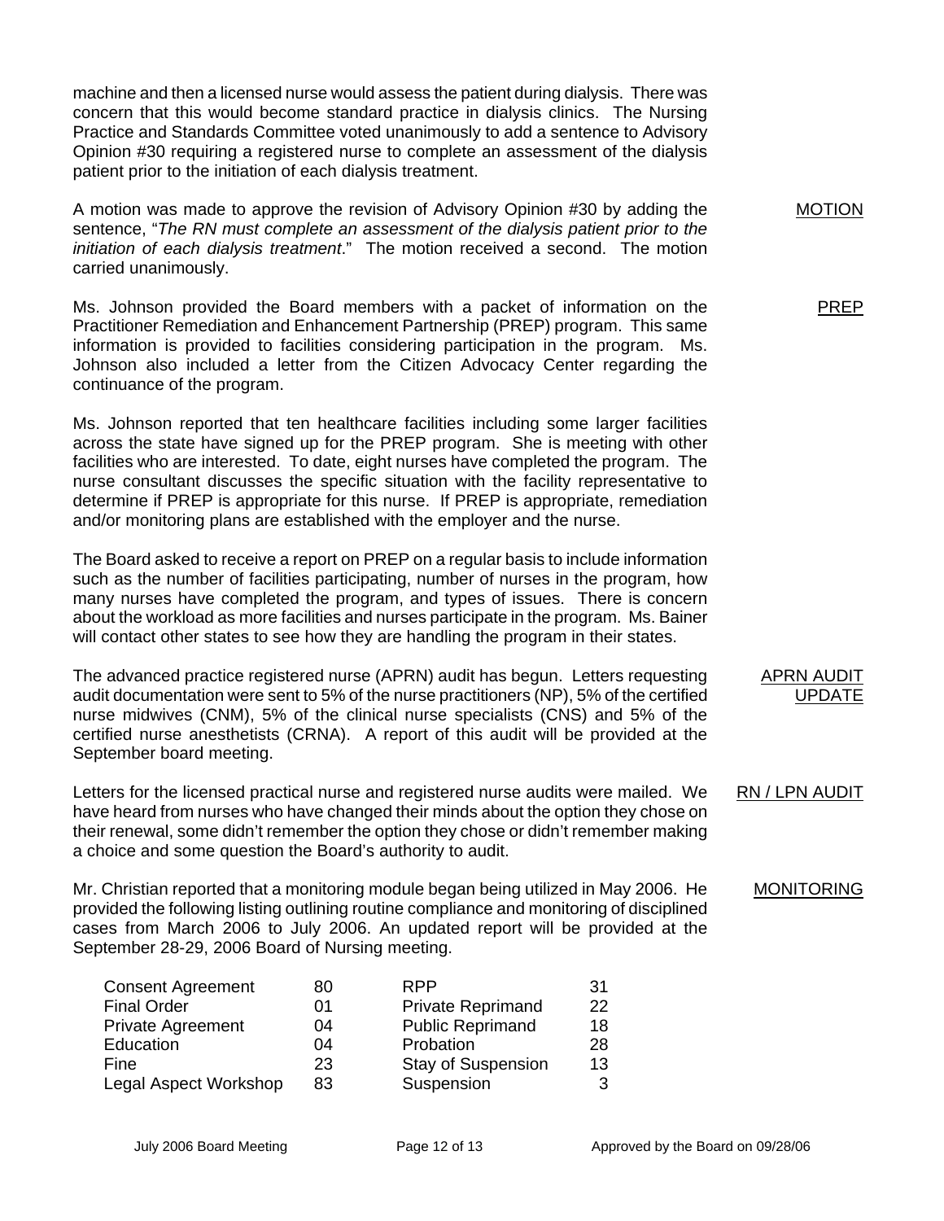machine and then a licensed nurse would assess the patient during dialysis. There was concern that this would become standard practice in dialysis clinics. The Nursing Practice and Standards Committee voted unanimously to add a sentence to Advisory Opinion #30 requiring a registered nurse to complete an assessment of the dialysis patient prior to the initiation of each dialysis treatment.

MOTION

A motion was made to approve the revision of Advisory Opinion #30 by adding the sentence, "*The RN must complete an assessment of the dialysis patient prior to the initiation of each dialysis treatment*." The motion received a second. The motion carried unanimously.

PREP

Ms. Johnson provided the Board members with a packet of information on the Practitioner Remediation and Enhancement Partnership (PREP) program. This same information is provided to facilities considering participation in the program. Ms. Johnson also included a letter from the Citizen Advocacy Center regarding the continuance of the program.

Ms. Johnson reported that ten healthcare facilities including some larger facilities across the state have signed up for the PREP program. She is meeting with other facilities who are interested. To date, eight nurses have completed the program. The nurse consultant discusses the specific situation with the facility representative to determine if PREP is appropriate for this nurse. If PREP is appropriate, remediation and/or monitoring plans are established with the employer and the nurse.

The Board asked to receive a report on PREP on a regular basis to include information such as the number of facilities participating, number of nurses in the program, how many nurses have completed the program, and types of issues. There is concern about the workload as more facilities and nurses participate in the program. Ms. Bainer will contact other states to see how they are handling the program in their states.

APRN AUDIT UPDATE

The advanced practice registered nurse (APRN) audit has begun. Letters requesting audit documentation were sent to 5% of the nurse practitioners (NP), 5% of the certified nurse midwives (CNM), 5% of the clinical nurse specialists (CNS) and 5% of the certified nurse anesthetists (CRNA). A report of this audit will be provided at the September board meeting.

RN / LPN AUDIT

Letters for the licensed practical nurse and registered nurse audits were mailed. We have heard from nurses who have changed their minds about the option they chose on their renewal, some didn't remember the option they chose or didn't remember making a choice and some question the Board's authority to audit.

MONITORING

Mr. Christian reported that a monitoring module began being utilized in May 2006. He provided the following listing outlining routine compliance and monitoring of disciplined cases from March 2006 to July 2006. An updated report will be provided at the September 28-29, 2006 Board of Nursing meeting.

| | | | |
|---|---|---|---|
| Consent Agreement | 80 | RPP | 31 |
| Final Order | 01 | Private Reprimand | 22 |
| Private Agreement | 04 | Public Reprimand | 18 |
| Education | 04 | Probation | 28 |
| Fine | 23 | Stay of Suspension | 13 |
| Legal Aspect Workshop | 83 | Suspension | 3 |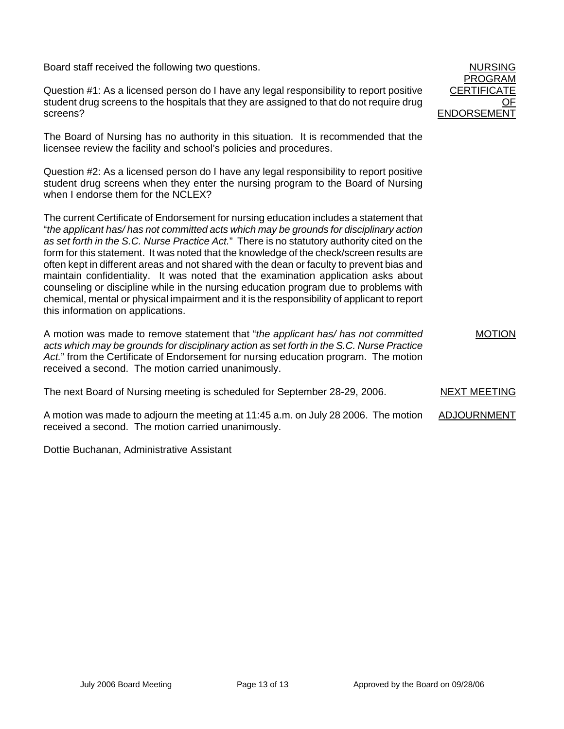**NURSING PROGRAM CERTIFICATE OF ENDORSEMENT**

Board staff received the following two questions.

Question #1: As a licensed person do I have any legal responsibility to report positive student drug screens to the hospitals that they are assigned to that do not require drug screens?

The Board of Nursing has no authority in this situation. It is recommended that the licensee review the facility and school's policies and procedures.

Question #2: As a licensed person do I have any legal responsibility to report positive student drug screens when they enter the nursing program to the Board of Nursing when I endorse them for the NCLEX?

The current Certificate of Endorsement for nursing education includes a statement that "*the applicant has/ has not committed acts which may be grounds for disciplinary action as set forth in the S.C. Nurse Practice Act.*" There is no statutory authority cited on the form for this statement. It was noted that the knowledge of the check/screen results are often kept in different areas and not shared with the dean or faculty to prevent bias and maintain confidentiality. It was noted that the examination application asks about counseling or discipline while in the nursing education program due to problems with chemical, mental or physical impairment and it is the responsibility of applicant to report this information on applications.

**MOTION**

A motion was made to remove statement that "*the applicant has/ has not committed acts which may be grounds for disciplinary action as set forth in the S.C. Nurse Practice Act.*" from the Certificate of Endorsement for nursing education program. The motion received a second. The motion carried unanimously.

**NEXT MEETING**

The next Board of Nursing meeting is scheduled for September 28-29, 2006.

**ADJOURNMENT**

A motion was made to adjourn the meeting at 11:45 a.m. on July 28 2006. The motion received a second. The motion carried unanimously.

Dottie Buchanan, Administrative Assistant